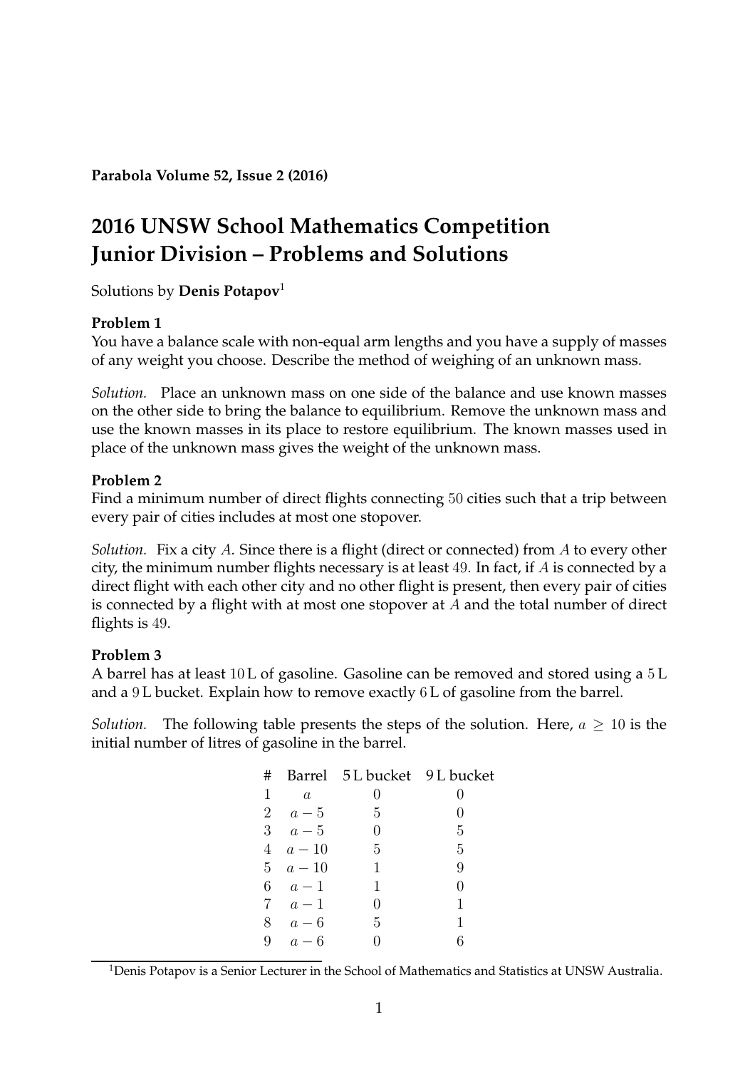**Parabola Volume 52, Issue 2 (2016)**

# 2016 UNSW School Mathematics Competition Junior Division – Problems and Solutions

Solutions by **Denis Potapov**[1]

**Problem 1**
You have a balance scale with non-equal arm lengths and you have a supply of masses of any weight you choose. Describe the method of weighing of an unknown mass.

*Solution.* Place an unknown mass on one side of the balance and use known masses on the other side to bring the balance to equilibrium. Remove the unknown mass and use the known masses in its place to restore equilibrium. The known masses used in place of the unknown mass gives the weight of the unknown mass.

**Problem 2**
Find a minimum number of direct flights connecting $50$ cities such that a trip between every pair of cities includes at most one stopover.

*Solution.* Fix a city $A$. Since there is a flight (direct or connected) from $A$ to every other city, the minimum number flights necessary is at least $49$. In fact, if $A$ is connected by a direct flight with each other city and no other flight is present, then every pair of cities is connected by a flight with at most one stopover at $A$ and the total number of direct flights is $49$.

**Problem 3**
A barrel has at least $10$ L of gasoline. Gasoline can be removed and stored using a $5$ L and a $9$ L bucket. Explain how to remove exactly $6$ L of gasoline from the barrel.

*Solution.* The following table presents the steps of the solution. Here, $a \geq 10$ is the initial number of litres of gasoline in the barrel.

| # | Barrel | 5 L bucket | 9 L bucket |
|---|---|---|---|
| 1 | $a$ | $0$ | $0$ |
| 2 | $a-5$ | $5$ | $0$ |
| 3 | $a-5$ | $0$ | $5$ |
| 4 | $a-10$ | $5$ | $5$ |
| 5 | $a-10$ | $1$ | $9$ |
| 6 | $a-1$ | $1$ | $0$ |
| 7 | $a-1$ | $0$ | $1$ |
| 8 | $a-6$ | $5$ | $1$ |
| 9 | $a-6$ | $0$ | $6$ |

[1] Denis Potapov is a Senior Lecturer in the School of Mathematics and Statistics at UNSW Australia.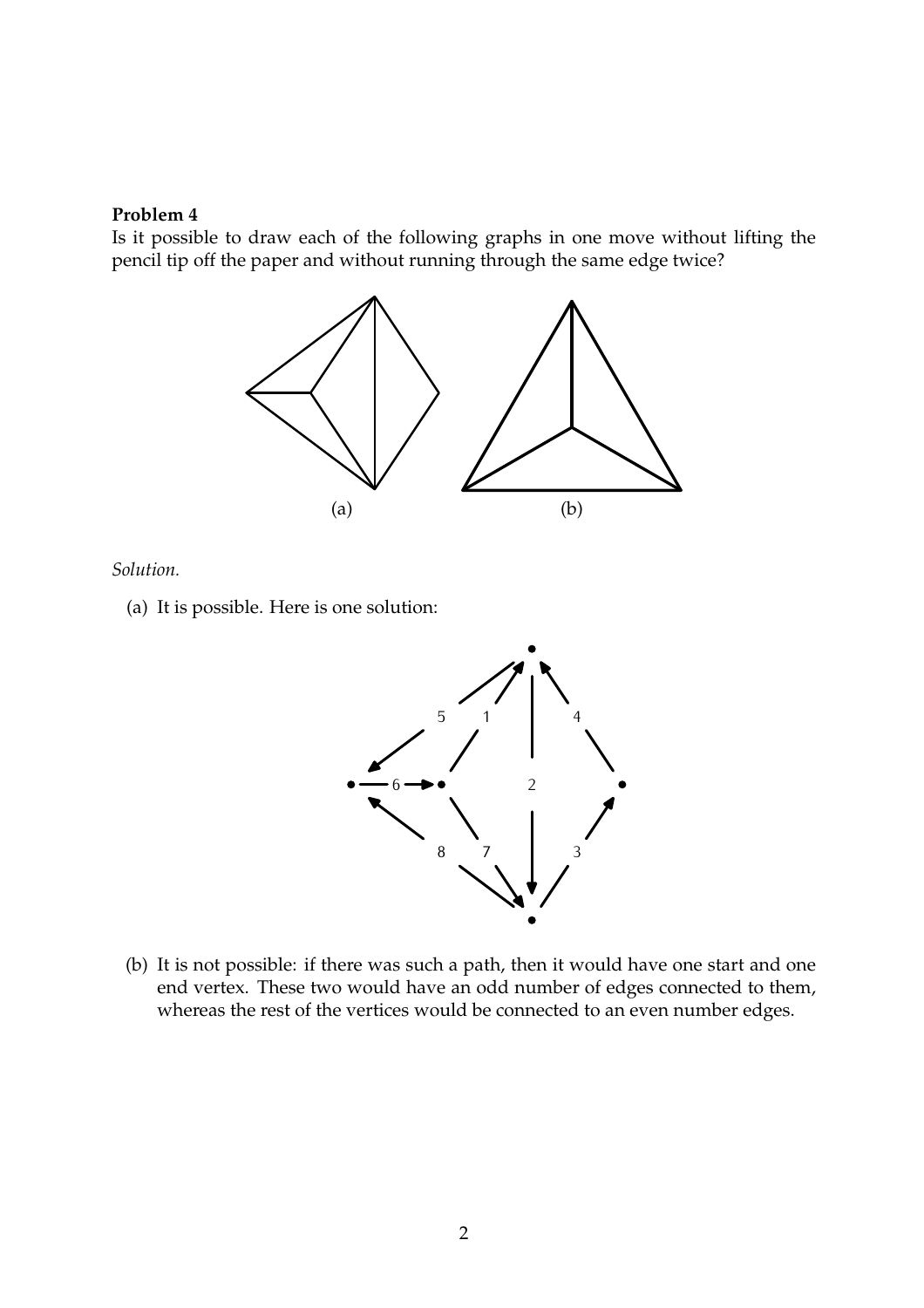**Problem 4**

Is it possible to draw each of the following graphs in one move without lifting the pencil tip off the paper and without running through the same edge twice?

(a) (b)

*Solution.*

(a) It is possible. Here is one solution:

(b) It is not possible: if there was such a path, then it would have one start and one end vertex. These two would have an odd number of edges connected to them, whereas the rest of the vertices would be connected to an even number edges.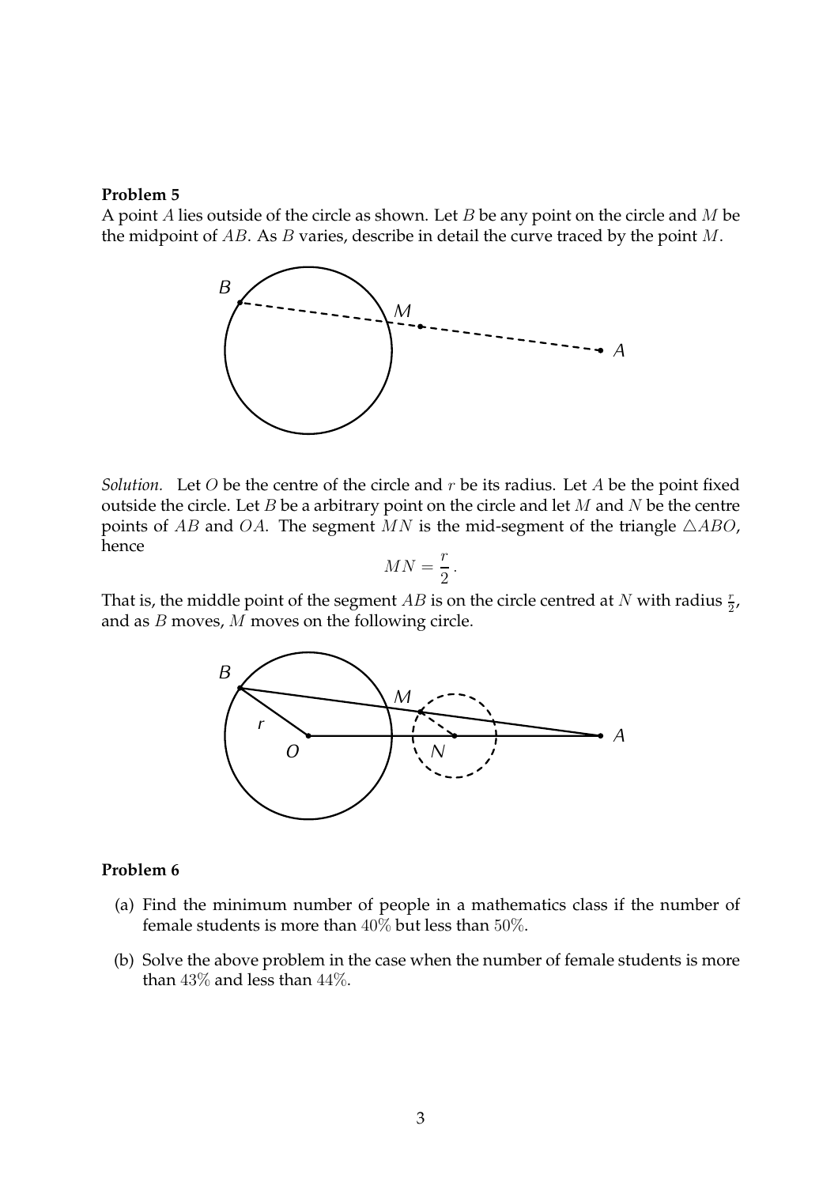**Problem 5**

A point $A$ lies outside of the circle as shown. Let $B$ be any point on the circle and $M$ be the midpoint of $AB$. As $B$ varies, describe in detail the curve traced by the point $M$.

*Solution.* Let $O$ be the centre of the circle and $r$ be its radius. Let $A$ be the point fixed outside the circle. Let $B$ be a arbitrary point on the circle and let $M$ and $N$ be the centre points of $AB$ and $OA$. The segment $MN$ is the mid-segment of the triangle $\triangle ABO$, hence

$$MN = \frac{r}{2}.$$

That is, the middle point of the segment $AB$ is on the circle centred at $N$ with radius $\frac{r}{2}$, and as $B$ moves, $M$ moves on the following circle.

**Problem 6**

(a) Find the minimum number of people in a mathematics class if the number of female students is more than $40\%$ but less than $50\%$.

(b) Solve the above problem in the case when the number of female students is more than $43\%$ and less than $44\%$.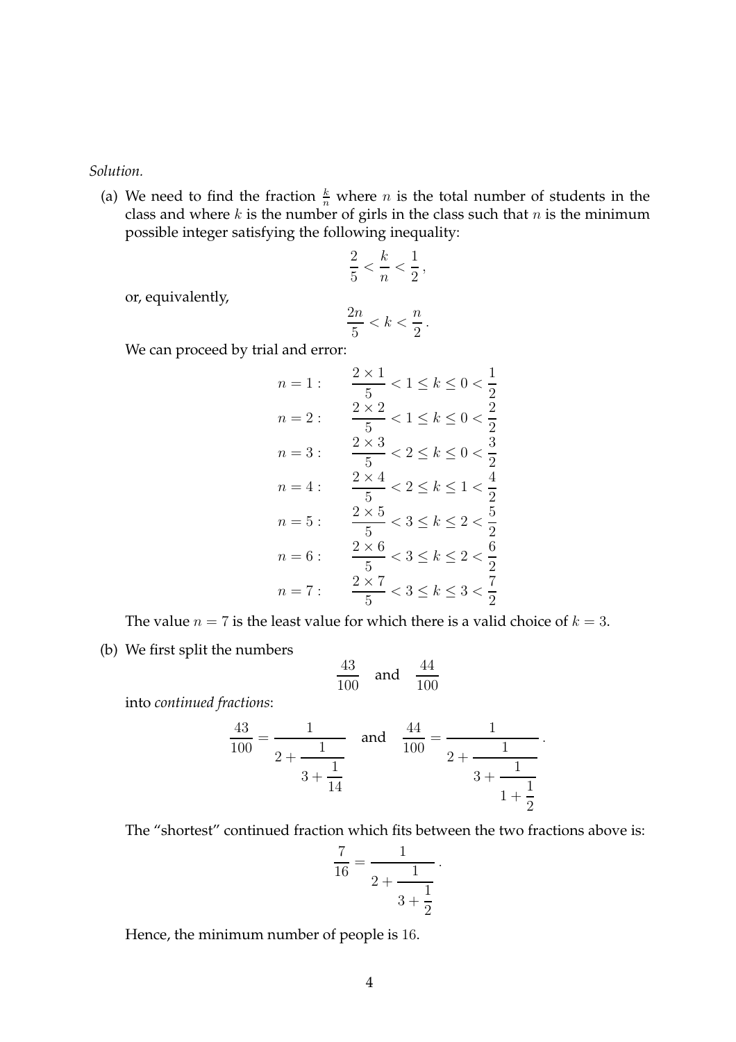*Solution.*

(a) We need to find the fraction $\frac{k}{n}$ where $n$ is the total number of students in the class and where $k$ is the number of girls in the class such that $n$ is the minimum possible integer satisfying the following inequality:

$$\frac{2}{5} < \frac{k}{n} < \frac{1}{2},$$

or, equivalently,

$$\frac{2n}{5} < k < \frac{n}{2}.$$

We can proceed by trial and error:

$$\begin{aligned}
n = 1: &\qquad \frac{2 \times 1}{5} < 1 \leq k \leq 0 < \frac{1}{2} \\
n = 2: &\qquad \frac{2 \times 2}{5} < 1 \leq k \leq 0 < \frac{2}{2} \\
n = 3: &\qquad \frac{2 \times 3}{5} < 2 \leq k \leq 0 < \frac{3}{2} \\
n = 4: &\qquad \frac{2 \times 4}{5} < 2 \leq k \leq 1 < \frac{4}{2} \\
n = 5: &\qquad \frac{2 \times 5}{5} < 3 \leq k \leq 2 < \frac{5}{2} \\
n = 6: &\qquad \frac{2 \times 6}{5} < 3 \leq k \leq 2 < \frac{6}{2} \\
n = 7: &\qquad \frac{2 \times 7}{5} < 3 \leq k \leq 3 < \frac{7}{2}
\end{aligned}$$

The value $n = 7$ is the least value for which there is a valid choice of $k = 3$.

(b) We first split the numbers

$$\frac{43}{100} \quad \text{and} \quad \frac{44}{100}$$

into *continued fractions*:

$$\frac{43}{100} = \cfrac{1}{2 + \cfrac{1}{3 + \cfrac{1}{14}}} \quad \text{and} \quad \frac{44}{100} = \cfrac{1}{2 + \cfrac{1}{3 + \cfrac{1}{1 + \cfrac{1}{2}}}}.$$

The "shortest" continued fraction which fits between the two fractions above is:

$$\frac{7}{16} = \cfrac{1}{2 + \cfrac{1}{3 + \cfrac{1}{2}}}.$$

Hence, the minimum number of people is 16.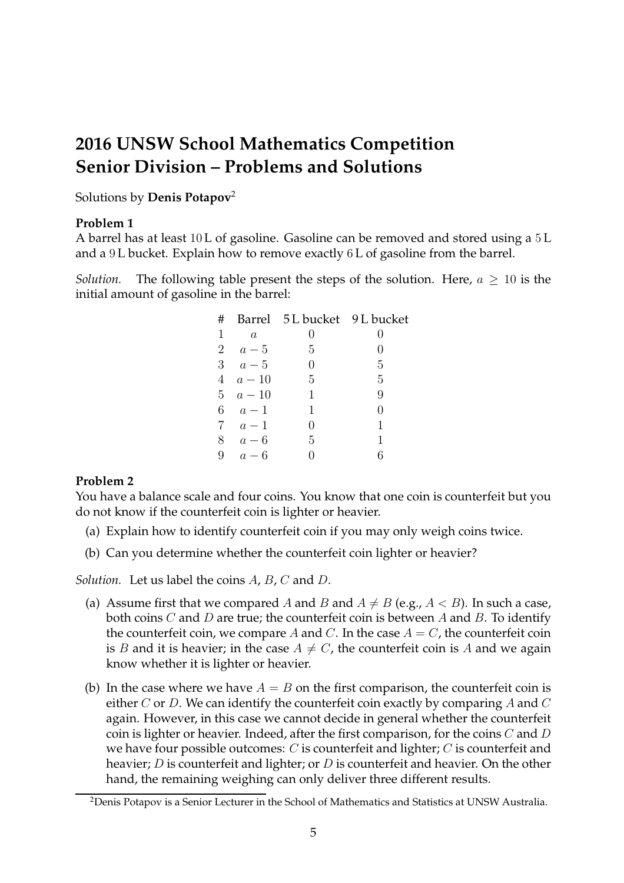# 2016 UNSW School Mathematics Competition Senior Division – Problems and Solutions

Solutions by **Denis Potapov**[2]

**Problem 1**

A barrel has at least 10 L of gasoline. Gasoline can be removed and stored using a 5 L and a 9 L bucket. Explain how to remove exactly 6 L of gasoline from the barrel.

*Solution.* The following table present the steps of the solution. Here, $a \geq 10$ is the initial amount of gasoline in the barrel:

| # | Barrel | 5 L bucket | 9 L bucket |
|---|---|---|---|
| 1 | $a$ | 0 | 0 |
| 2 | $a-5$ | 5 | 0 |
| 3 | $a-5$ | 0 | 5 |
| 4 | $a-10$ | 5 | 5 |
| 5 | $a-10$ | 1 | 9 |
| 6 | $a-1$ | 1 | 0 |
| 7 | $a-1$ | 0 | 1 |
| 8 | $a-6$ | 5 | 1 |
| 9 | $a-6$ | 0 | 6 |

**Problem 2**

You have a balance scale and four coins. You know that one coin is counterfeit but you do not know if the counterfeit coin is lighter or heavier.

(a) Explain how to identify counterfeit coin if you may only weigh coins twice.

(b) Can you determine whether the counterfeit coin lighter or heavier?

*Solution.* Let us label the coins $A$, $B$, $C$ and $D$.

(a) Assume first that we compared $A$ and $B$ and $A \neq B$ (e.g., $A < B$). In such a case, both coins $C$ and $D$ are true; the counterfeit coin is between $A$ and $B$. To identify the counterfeit coin, we compare $A$ and $C$. In the case $A = C$, the counterfeit coin is $B$ and it is heavier; in the case $A \neq C$, the counterfeit coin is $A$ and we again know whether it is lighter or heavier.

(b) In the case where we have $A = B$ on the first comparison, the counterfeit coin is either $C$ or $D$. We can identify the counterfeit coin exactly by comparing $A$ and $C$ again. However, in this case we cannot decide in general whether the counterfeit coin is lighter or heavier. Indeed, after the first comparison, for the coins $C$ and $D$ we have four possible outcomes: $C$ is counterfeit and lighter; $C$ is counterfeit and heavier; $D$ is counterfeit and lighter; or $D$ is counterfeit and heavier. On the other hand, the remaining weighing can only deliver three different results.

[2] Denis Potapov is a Senior Lecturer in the School of Mathematics and Statistics at UNSW Australia.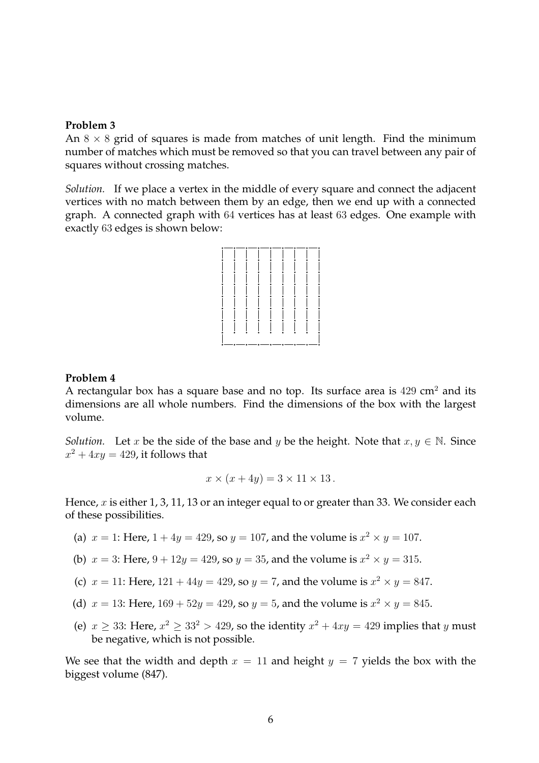**Problem 3**

An $8 \times 8$ grid of squares is made from matches of unit length. Find the minimum number of matches which must be removed so that you can travel between any pair of squares without crossing matches.

*Solution.* If we place a vertex in the middle of every square and connect the adjacent vertices with no match between them by an edge, then we end up with a connected graph. A connected graph with 64 vertices has at least 63 edges. One example with exactly 63 edges is shown below:

**Problem 4**

A rectangular box has a square base and no top. Its surface area is 429 cm$^2$ and its dimensions are all whole numbers. Find the dimensions of the box with the largest volume.

*Solution.* Let $x$ be the side of the base and $y$ be the height. Note that $x, y \in \mathbb{N}$. Since $x^2 + 4xy = 429$, it follows that

$$x \times (x + 4y) = 3 \times 11 \times 13\,.$$

Hence, $x$ is either 1, 3, 11, 13 or an integer equal to or greater than 33. We consider each of these possibilities.

(a) $x = 1$: Here, $1 + 4y = 429$, so $y = 107$, and the volume is $x^2 \times y = 107$.

(b) $x = 3$: Here, $9 + 12y = 429$, so $y = 35$, and the volume is $x^2 \times y = 315$.

(c) $x = 11$: Here, $121 + 44y = 429$, so $y = 7$, and the volume is $x^2 \times y = 847$.

(d) $x = 13$: Here, $169 + 52y = 429$, so $y = 5$, and the volume is $x^2 \times y = 845$.

(e) $x \geq 33$: Here, $x^2 \geq 33^2 > 429$, so the identity $x^2 + 4xy = 429$ implies that $y$ must be negative, which is not possible.

We see that the width and depth $x = 11$ and height $y = 7$ yields the box with the biggest volume (847).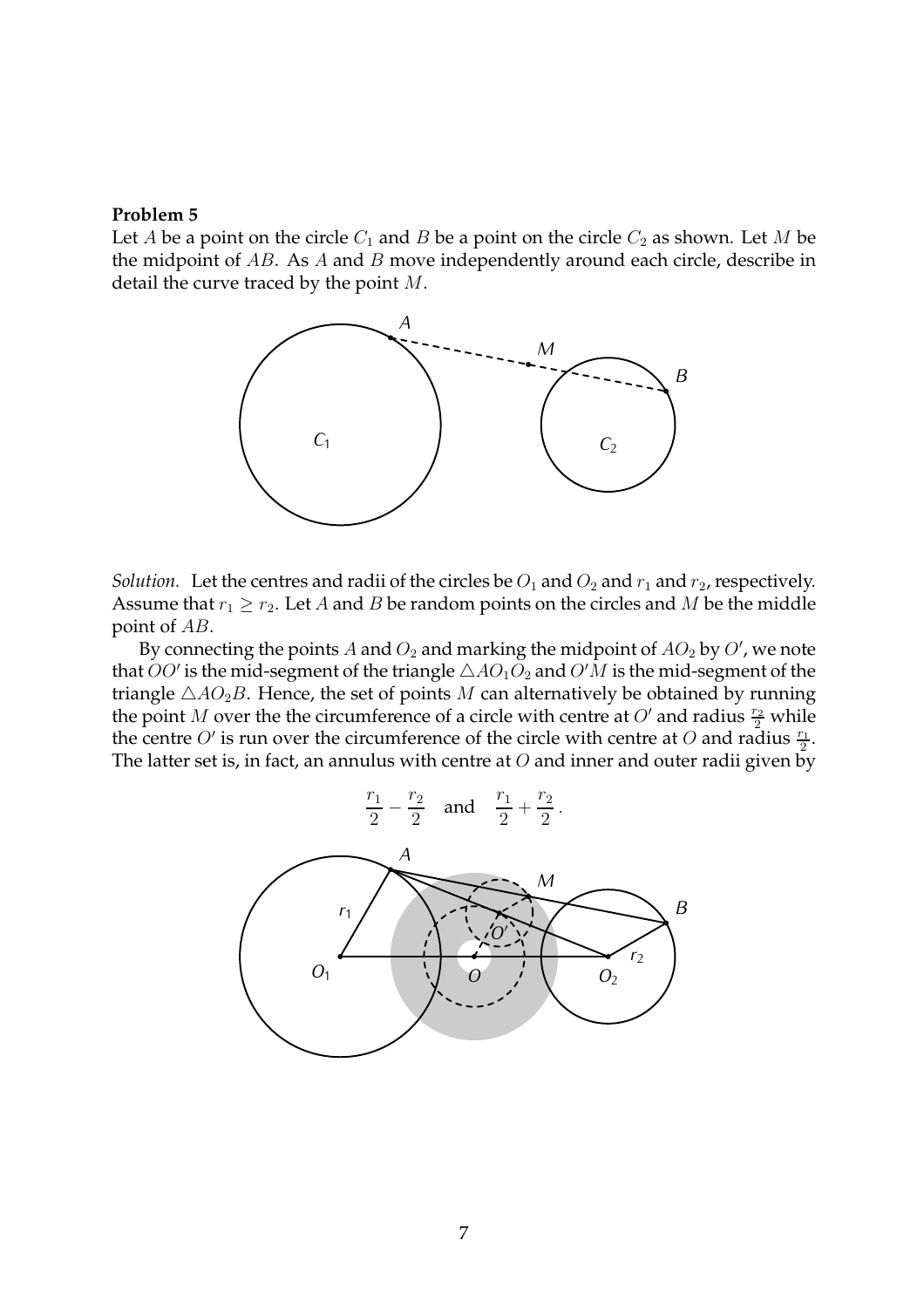**Problem 5**

Let $A$ be a point on the circle $C_1$ and $B$ be a point on the circle $C_2$ as shown. Let $M$ be the midpoint of $AB$. As $A$ and $B$ move independently around each circle, describe in detail the curve traced by the point $M$.

*Solution.* Let the centres and radii of the circles be $O_1$ and $O_2$ and $r_1$ and $r_2$, respectively. Assume that $r_1 \geq r_2$. Let $A$ and $B$ be random points on the circles and $M$ be the middle point of $AB$.

By connecting the points $A$ and $O_2$ and marking the midpoint of $AO_2$ by $O'$, we note that $OO'$ is the mid-segment of the triangle $\triangle AO_1O_2$ and $O'M$ is the mid-segment of the triangle $\triangle AO_2B$. Hence, the set of points $M$ can alternatively be obtained by running the point $M$ over the the circumference of a circle with centre at $O'$ and radius $\frac{r_2}{2}$ while the centre $O'$ is run over the circumference of the circle with centre at $O$ and radius $\frac{r_1}{2}$. The latter set is, in fact, an annulus with centre at $O$ and inner and outer radii given by

$$\frac{r_1}{2} - \frac{r_2}{2} \quad \text{and} \quad \frac{r_1}{2} + \frac{r_2}{2}\,.$$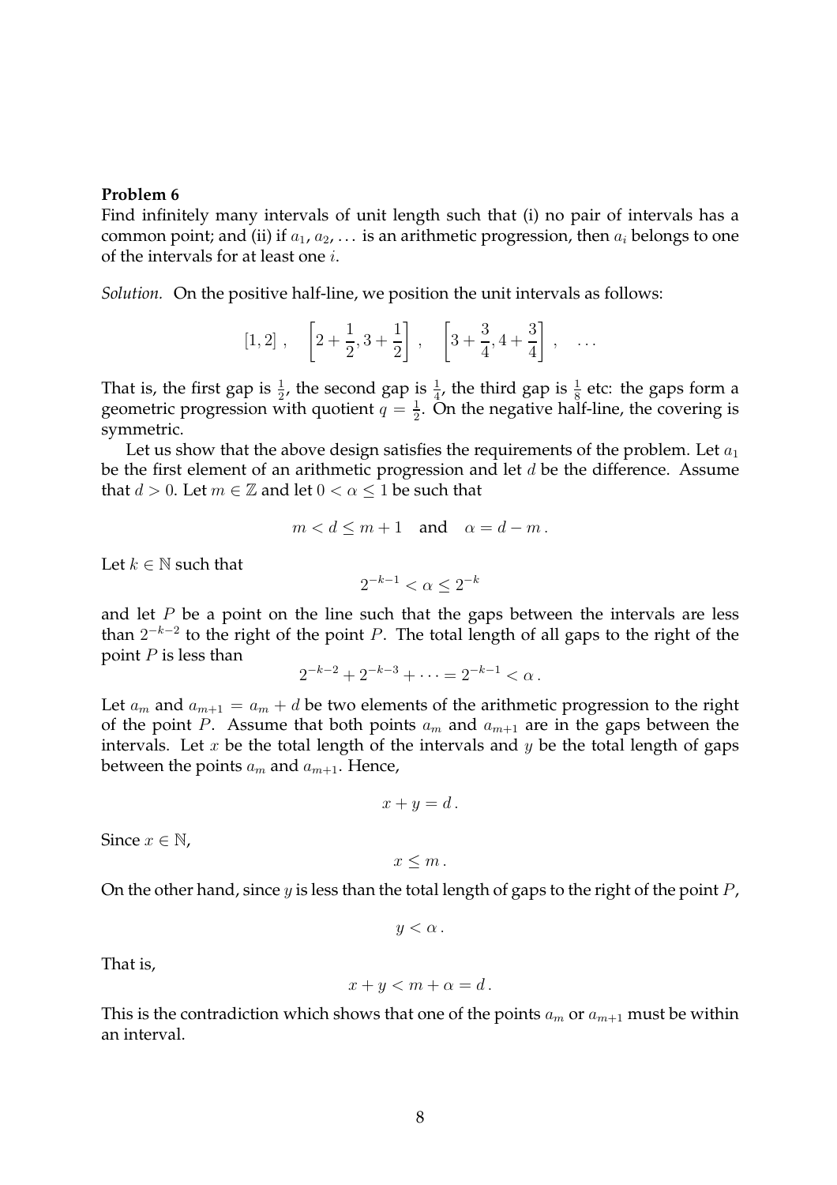**Problem 6**

Find infinitely many intervals of unit length such that (i) no pair of intervals has a common point; and (ii) if $a_1, a_2, \ldots$ is an arithmetic progression, then $a_i$ belongs to one of the intervals for at least one $i$.

*Solution.* On the positive half-line, we position the unit intervals as follows:

$$[1,2]\ , \quad \left[2+\frac{1}{2}, 3+\frac{1}{2}\right]\ , \quad \left[3+\frac{3}{4}, 4+\frac{3}{4}\right]\ , \quad \ldots$$

That is, the first gap is $\frac{1}{2}$, the second gap is $\frac{1}{4}$, the third gap is $\frac{1}{8}$ etc: the gaps form a geometric progression with quotient $q = \frac{1}{2}$. On the negative half-line, the covering is symmetric.

Let us show that the above design satisfies the requirements of the problem. Let $a_1$ be the first element of an arithmetic progression and let $d$ be the difference. Assume that $d > 0$. Let $m \in \mathbb{Z}$ and let $0 < \alpha \leq 1$ be such that

$$m < d \leq m+1 \quad \text{and} \quad \alpha = d - m\,.$$

Let $k \in \mathbb{N}$ such that

$$2^{-k-1} < \alpha \leq 2^{-k}$$

and let $P$ be a point on the line such that the gaps between the intervals are less than $2^{-k-2}$ to the right of the point $P$. The total length of all gaps to the right of the point $P$ is less than

$$2^{-k-2} + 2^{-k-3} + \cdots = 2^{-k-1} < \alpha\,.$$

Let $a_m$ and $a_{m+1} = a_m + d$ be two elements of the arithmetic progression to the right of the point $P$. Assume that both points $a_m$ and $a_{m+1}$ are in the gaps between the intervals. Let $x$ be the total length of the intervals and $y$ be the total length of gaps between the points $a_m$ and $a_{m+1}$. Hence,

$$x + y = d\,.$$

Since $x \in \mathbb{N}$,

$$x \leq m\,.$$

On the other hand, since $y$ is less than the total length of gaps to the right of the point $P$,

$$y < \alpha\,.$$

That is,

$$x + y < m + \alpha = d\,.$$

This is the contradiction which shows that one of the points $a_m$ or $a_{m+1}$ must be within an interval.